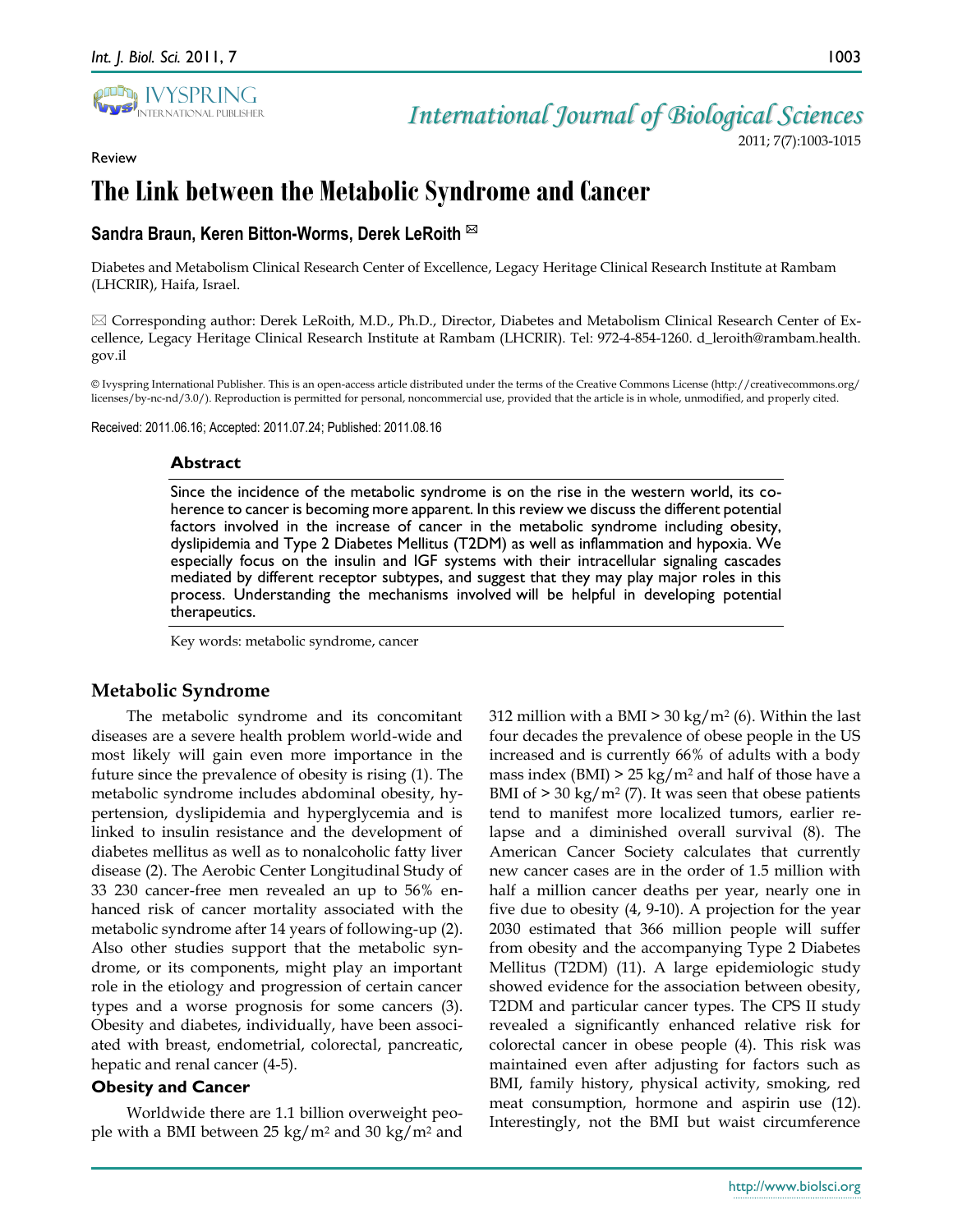Review

# The Link between the Metabolic Syndrome and Cancer

**Sandra Braun, Keren Bitton-Worms, Derek LeRoith** ✉

Diabetes and Metabolism Clinical Research Center of Excellence, Legacy Heritage Clinical Research Institute at Rambam (LHCRIR), Haifa, Israel.

✉ Corresponding author: Derek LeRoith, M.D., Ph.D., Director, Diabetes and Metabolism Clinical Research Center of Excellence, Legacy Heritage Clinical Research Institute at Rambam (LHCRIR). Tel: 972-4-854-1260. d_leroith@rambam.health.gov.il

© Ivyspring International Publisher. This is an open-access article distributed under the terms of the Creative Commons License (http://creativecommons.org/licenses/by-nc-nd/3.0/). Reproduction is permitted for personal, noncommercial use, provided that the article is in whole, unmodified, and properly cited.

Received: 2011.06.16; Accepted: 2011.07.24; Published: 2011.08.16

### Abstract

Since the incidence of the metabolic syndrome is on the rise in the western world, its coherence to cancer is becoming more apparent. In this review we discuss the different potential factors involved in the increase of cancer in the metabolic syndrome including obesity, dyslipidemia and Type 2 Diabetes Mellitus (T2DM) as well as inflammation and hypoxia. We especially focus on the insulin and IGF systems with their intracellular signaling cascades mediated by different receptor subtypes, and suggest that they may play major roles in this process. Understanding the mechanisms involved will be helpful in developing potential therapeutics.

Key words: metabolic syndrome, cancer

## Metabolic Syndrome

The metabolic syndrome and its concomitant diseases are a severe health problem world-wide and most likely will gain even more importance in the future since the prevalence of obesity is rising (1). The metabolic syndrome includes abdominal obesity, hypertension, dyslipidemia and hyperglycemia and is linked to insulin resistance and the development of diabetes mellitus as well as to nonalcoholic fatty liver disease (2). The Aerobic Center Longitudinal Study of 33 230 cancer-free men revealed an up to 56% enhanced risk of cancer mortality associated with the metabolic syndrome after 14 years of following-up (2). Also other studies support that the metabolic syndrome, or its components, might play an important role in the etiology and progression of certain cancer types and a worse prognosis for some cancers (3). Obesity and diabetes, individually, have been associated with breast, endometrial, colorectal, pancreatic, hepatic and renal cancer (4-5).

### Obesity and Cancer

Worldwide there are 1.1 billion overweight people with a BMI between 25 kg/m$^2$ and 30 kg/m$^2$ and 312 million with a BMI > 30 kg/m$^2$ (6). Within the last four decades the prevalence of obese people in the US increased and is currently 66% of adults with a body mass index (BMI) > 25 kg/m$^2$ and half of those have a BMI of > 30 kg/m$^2$ (7). It was seen that obese patients tend to manifest more localized tumors, earlier relapse and a diminished overall survival (8). The American Cancer Society calculates that currently new cancer cases are in the order of 1.5 million with half a million cancer deaths per year, nearly one in five due to obesity (4, 9-10). A projection for the year 2030 estimated that 366 million people will suffer from obesity and the accompanying Type 2 Diabetes Mellitus (T2DM) (11). A large epidemiologic study showed evidence for the association between obesity, T2DM and particular cancer types. The CPS II study revealed a significantly enhanced relative risk for colorectal cancer in obese people (4). This risk was maintained even after adjusting for factors such as BMI, family history, physical activity, smoking, red meat consumption, hormone and aspirin use (12). Interestingly, not the BMI but waist circumference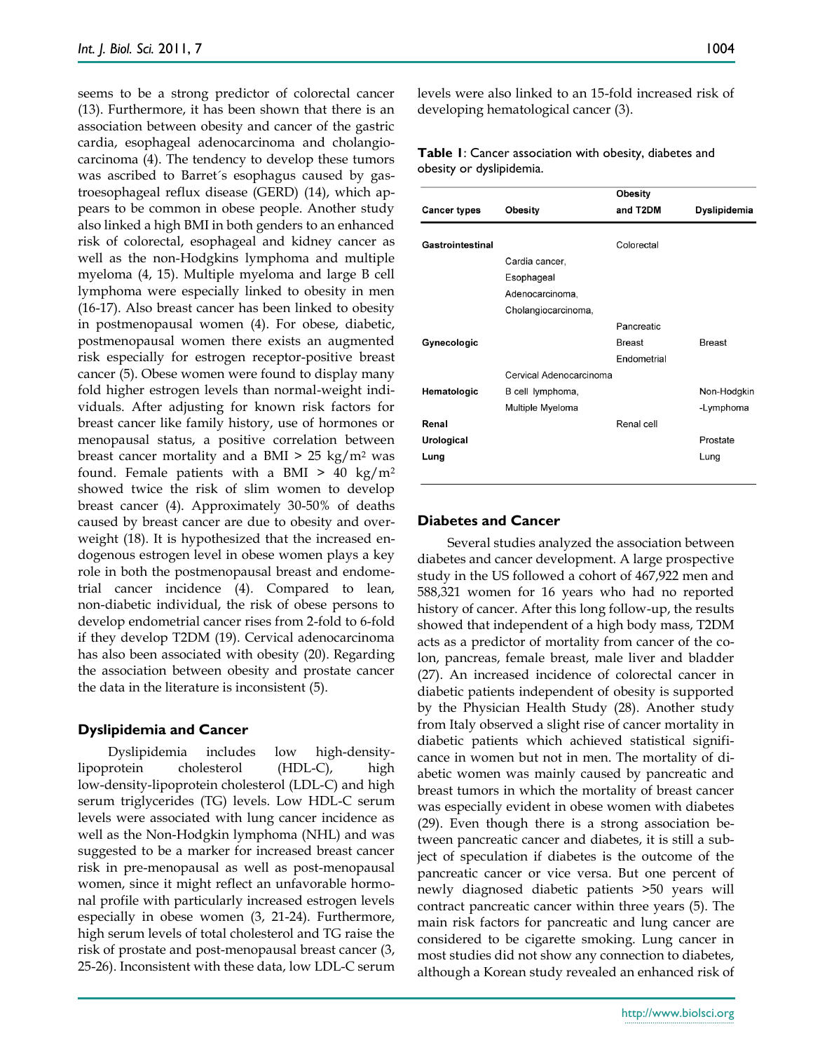seems to be a strong predictor of colorectal cancer (13). Furthermore, it has been shown that there is an association between obesity and cancer of the gastric cardia, esophageal adenocarcinoma and cholangiocarcinoma (4). The tendency to develop these tumors was ascribed to Barret´s esophagus caused by gastroesophageal reflux disease (GERD) (14), which appears to be common in obese people. Another study also linked a high BMI in both genders to an enhanced risk of colorectal, esophageal and kidney cancer as well as the non-Hodgkins lymphoma and multiple myeloma (4, 15). Multiple myeloma and large B cell lymphoma were especially linked to obesity in men (16-17). Also breast cancer has been linked to obesity in postmenopausal women (4). For obese, diabetic, postmenopausal women there exists an augmented risk especially for estrogen receptor-positive breast cancer (5). Obese women were found to display many fold higher estrogen levels than normal-weight individuals. After adjusting for known risk factors for breast cancer like family history, use of hormones or menopausal status, a positive correlation between breast cancer mortality and a BMI > 25 kg/m$^2$ was found. Female patients with a BMI > 40 kg/m$^2$ showed twice the risk of slim women to develop breast cancer (4). Approximately 30-50% of deaths caused by breast cancer are due to obesity and overweight (18). It is hypothesized that the increased endogenous estrogen level in obese women plays a key role in both the postmenopausal breast and endometrial cancer incidence (4). Compared to lean, non-diabetic individual, the risk of obese persons to develop endometrial cancer rises from 2-fold to 6-fold if they develop T2DM (19). Cervical adenocarcinoma has also been associated with obesity (20). Regarding the association between obesity and prostate cancer the data in the literature is inconsistent (5).

## Dyslipidemia and Cancer

Dyslipidemia includes low high-density-lipoprotein cholesterol (HDL-C), high low-density-lipoprotein cholesterol (LDL-C) and high serum triglycerides (TG) levels. Low HDL-C serum levels were associated with lung cancer incidence as well as the Non-Hodgkin lymphoma (NHL) and was suggested to be a marker for increased breast cancer risk in pre-menopausal as well as post-menopausal women, since it might reflect an unfavorable hormonal profile with particularly increased estrogen levels especially in obese women (3, 21-24). Furthermore, high serum levels of total cholesterol and TG raise the risk of prostate and post-menopausal breast cancer (3, 25-26). Inconsistent with these data, low LDL-C serum levels were also linked to an 15-fold increased risk of developing hematological cancer (3).

**Table 1**: Cancer association with obesity, diabetes and obesity or dyslipidemia.

| Cancer types | Obesity | Obesity and T2DM | Dyslipidemia |
|---|---|---|---|
| Gastrointestinal | | Colorectal | |
| | Cardia cancer, Esophageal Adenocarcinoma, Cholangiocarcinoma, | | |
| | | Pancreatic | |
| Gynecologic | | Breast | Breast |
| | | Endometrial | |
| | Cervical Adenocarcinoma | | |
| Hematologic | B cell lymphoma, Multiple Myeloma | | Non-Hodgkin -Lymphoma |
| Renal | | Renal cell | |
| Urological | | | Prostate |
| Lung | | | Lung |

## Diabetes and Cancer

Several studies analyzed the association between diabetes and cancer development. A large prospective study in the US followed a cohort of 467,922 men and 588,321 women for 16 years who had no reported history of cancer. After this long follow-up, the results showed that independent of a high body mass, T2DM acts as a predictor of mortality from cancer of the colon, pancreas, female breast, male liver and bladder (27). An increased incidence of colorectal cancer in diabetic patients independent of obesity is supported by the Physician Health Study (28). Another study from Italy observed a slight rise of cancer mortality in diabetic patients which achieved statistical significance in women but not in men. The mortality of diabetic women was mainly caused by pancreatic and breast tumors in which the mortality of breast cancer was especially evident in obese women with diabetes (29). Even though there is a strong association between pancreatic cancer and diabetes, it is still a subject of speculation if diabetes is the outcome of the pancreatic cancer or vice versa. But one percent of newly diagnosed diabetic patients >50 years will contract pancreatic cancer within three years (5). The main risk factors for pancreatic and lung cancer are considered to be cigarette smoking. Lung cancer in most studies did not show any connection to diabetes, although a Korean study revealed an enhanced risk of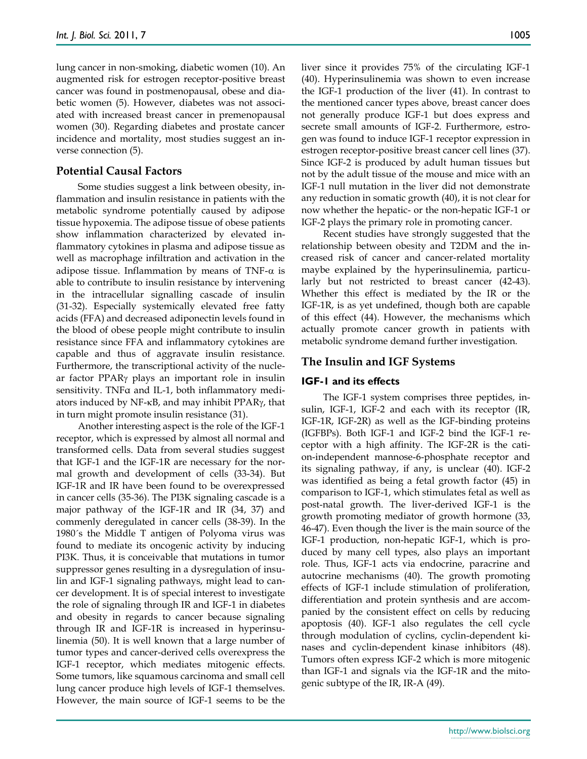lung cancer in non-smoking, diabetic women (10). An augmented risk for estrogen receptor-positive breast cancer was found in postmenopausal, obese and diabetic women (5). However, diabetes was not associated with increased breast cancer in premenopausal women (30). Regarding diabetes and prostate cancer incidence and mortality, most studies suggest an inverse connection (5).

## Potential Causal Factors

Some studies suggest a link between obesity, inflammation and insulin resistance in patients with the metabolic syndrome potentially caused by adipose tissue hypoxemia. The adipose tissue of obese patients show inflammation characterized by elevated inflammatory cytokines in plasma and adipose tissue as well as macrophage infiltration and activation in the adipose tissue. Inflammation by means of TNF-α is able to contribute to insulin resistance by intervening in the intracellular signalling cascade of insulin (31-32). Especially systemically elevated free fatty acids (FFA) and decreased adiponectin levels found in the blood of obese people might contribute to insulin resistance since FFA and inflammatory cytokines are capable and thus of aggravate insulin resistance. Furthermore, the transcriptional activity of the nuclear factor PPARγ plays an important role in insulin sensitivity. TNFα and IL-1, both inflammatory mediators induced by NF-κB, and may inhibit PPARγ, that in turn might promote insulin resistance (31).

Another interesting aspect is the role of the IGF-1 receptor, which is expressed by almost all normal and transformed cells. Data from several studies suggest that IGF-1 and the IGF-1R are necessary for the normal growth and development of cells (33-34). But IGF-1R and IR have been found to be overexpressed in cancer cells (35-36). The PI3K signaling cascade is a major pathway of the IGF-1R and IR (34, 37) and commenly deregulated in cancer cells (38-39). In the 1980´s the Middle T antigen of Polyoma virus was found to mediate its oncogenic activity by inducing PI3K. Thus, it is conceivable that mutations in tumor suppressor genes resulting in a dysregulation of insulin and IGF-1 signaling pathways, might lead to cancer development. It is of special interest to investigate the role of signaling through IR and IGF-1 in diabetes and obesity in regards to cancer because signaling through IR and IGF-1R is increased in hyperinsulinemia (50). It is well known that a large number of tumor types and cancer-derived cells overexpress the IGF-1 receptor, which mediates mitogenic effects. Some tumors, like squamous carcinoma and small cell lung cancer produce high levels of IGF-1 themselves. However, the main source of IGF-1 seems to be the liver since it provides 75% of the circulating IGF-1 (40). Hyperinsulinemia was shown to even increase the IGF-1 production of the liver (41). In contrast to the mentioned cancer types above, breast cancer does not generally produce IGF-1 but does express and secrete small amounts of IGF-2. Furthermore, estrogen was found to induce IGF-1 receptor expression in estrogen receptor-positive breast cancer cell lines (37). Since IGF-2 is produced by adult human tissues but not by the adult tissue of the mouse and mice with an IGF-1 null mutation in the liver did not demonstrate any reduction in somatic growth (40), it is not clear for now whether the hepatic- or the non-hepatic IGF-1 or IGF-2 plays the primary role in promoting cancer.

Recent studies have strongly suggested that the relationship between obesity and T2DM and the increased risk of cancer and cancer-related mortality maybe explained by the hyperinsulinemia, particularly but not restricted to breast cancer (42-43). Whether this effect is mediated by the IR or the IGF-1R, is as yet undefined, though both are capable of this effect (44). However, the mechanisms which actually promote cancer growth in patients with metabolic syndrome demand further investigation.

## The Insulin and IGF Systems

### IGF-1 and its effects

The IGF-1 system comprises three peptides, insulin, IGF-1, IGF-2 and each with its receptor (IR, IGF-1R, IGF-2R) as well as the IGF-binding proteins (IGFBPs). Both IGF-1 and IGF-2 bind the IGF-1 receptor with a high affinity. The IGF-2R is the cation-independent mannose-6-phosphate receptor and its signaling pathway, if any, is unclear (40). IGF-2 was identified as being a fetal growth factor (45) in comparison to IGF-1, which stimulates fetal as well as post-natal growth. The liver-derived IGF-1 is the growth promoting mediator of growth hormone (33, 46-47). Even though the liver is the main source of the IGF-1 production, non-hepatic IGF-1, which is produced by many cell types, also plays an important role. Thus, IGF-1 acts via endocrine, paracrine and autocrine mechanisms (40). The growth promoting effects of IGF-1 include stimulation of proliferation, differentiation and protein synthesis and are accompanied by the consistent effect on cells by reducing apoptosis (40). IGF-1 also regulates the cell cycle through modulation of cyclins, cyclin-dependent kinases and cyclin-dependent kinase inhibitors (48). Tumors often express IGF-2 which is more mitogenic than IGF-1 and signals via the IGF-1R and the mitogenic subtype of the IR, IR-A (49).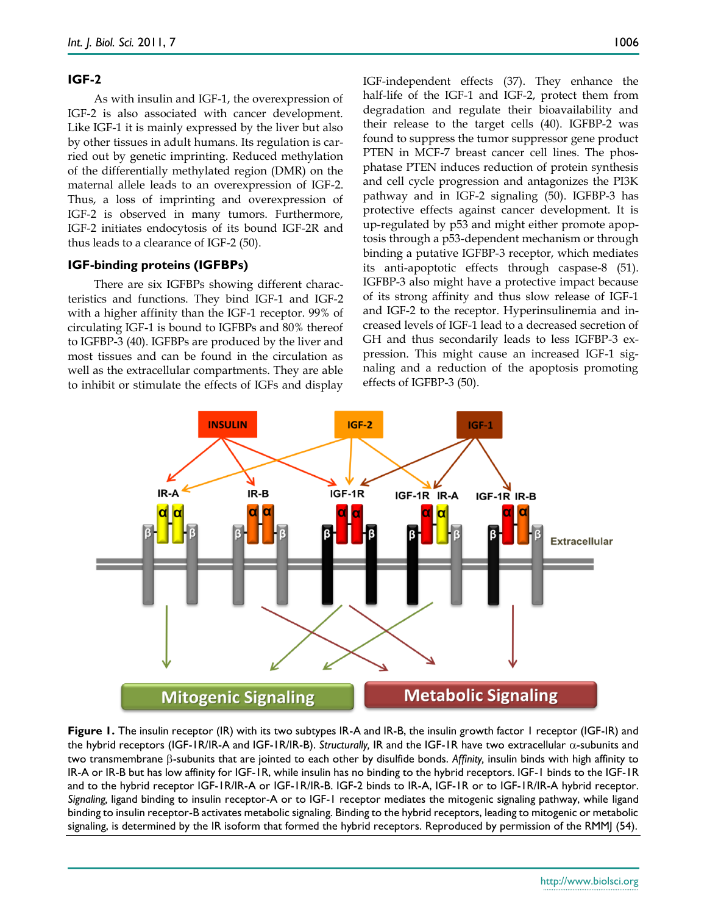### IGF-2

As with insulin and IGF-1, the overexpression of IGF-2 is also associated with cancer development. Like IGF-1 it is mainly expressed by the liver but also by other tissues in adult humans. Its regulation is carried out by genetic imprinting. Reduced methylation of the differentially methylated region (DMR) on the maternal allele leads to an overexpression of IGF-2. Thus, a loss of imprinting and overexpression of IGF-2 is observed in many tumors. Furthermore, IGF-2 initiates endocytosis of its bound IGF-2R and thus leads to a clearance of IGF-2 (50).

### IGF-binding proteins (IGFBPs)

There are six IGFBPs showing different characteristics and functions. They bind IGF-1 and IGF-2 with a higher affinity than the IGF-1 receptor. 99% of circulating IGF-1 is bound to IGFBPs and 80% thereof to IGFBP-3 (40). IGFBPs are produced by the liver and most tissues and can be found in the circulation as well as the extracellular compartments. They are able to inhibit or stimulate the effects of IGFs and display IGF-independent effects (37). They enhance the half-life of the IGF-1 and IGF-2, protect them from degradation and regulate their bioavailability and their release to the target cells (40). IGFBP-2 was found to suppress the tumor suppressor gene product PTEN in MCF-7 breast cancer cell lines. The phosphatase PTEN induces reduction of protein synthesis and cell cycle progression and antagonizes the PI3K pathway and in IGF-2 signaling (50). IGFBP-3 has protective effects against cancer development. It is up-regulated by p53 and might either promote apoptosis through a p53-dependent mechanism or through binding a putative IGFBP-3 receptor, which mediates its anti-apoptotic effects through caspase-8 (51). IGFBP-3 also might have a protective impact because of its strong affinity and thus slow release of IGF-1 and IGF-2 to the receptor. Hyperinsulinemia and increased levels of IGF-1 lead to a decreased secretion of GH and thus secondarily leads to less IGFBP-3 expression. This might cause an increased IGF-1 signaling and a reduction of the apoptosis promoting effects of IGFBP-3 (50).

**Figure 1.** The insulin receptor (IR) with its two subtypes IR-A and IR-B, the insulin growth factor 1 receptor (IGF-IR) and the hybrid receptors (IGF-1R/IR-A and IGF-1R/IR-B). *Structurally,* IR and the IGF-1R have two extracellular α-subunits and two transmembrane β-subunits that are jointed to each other by disulfide bonds. *Affinity,* insulin binds with high affinity to IR-A or IR-B but has low affinity for IGF-1R, while insulin has no binding to the hybrid receptors. IGF-1 binds to the IGF-1R and to the hybrid receptor IGF-1R/IR-A or IGF-1R/IR-B. IGF-2 binds to IR-A, IGF-1R or to IGF-1R/IR-A hybrid receptor. *Signaling,* ligand binding to insulin receptor-A or to IGF-1 receptor mediates the mitogenic signaling pathway, while ligand binding to insulin receptor-B activates metabolic signaling. Binding to the hybrid receptors, leading to mitogenic or metabolic signaling, is determined by the IR isoform that formed the hybrid receptors. Reproduced by permission of the RMMJ (54).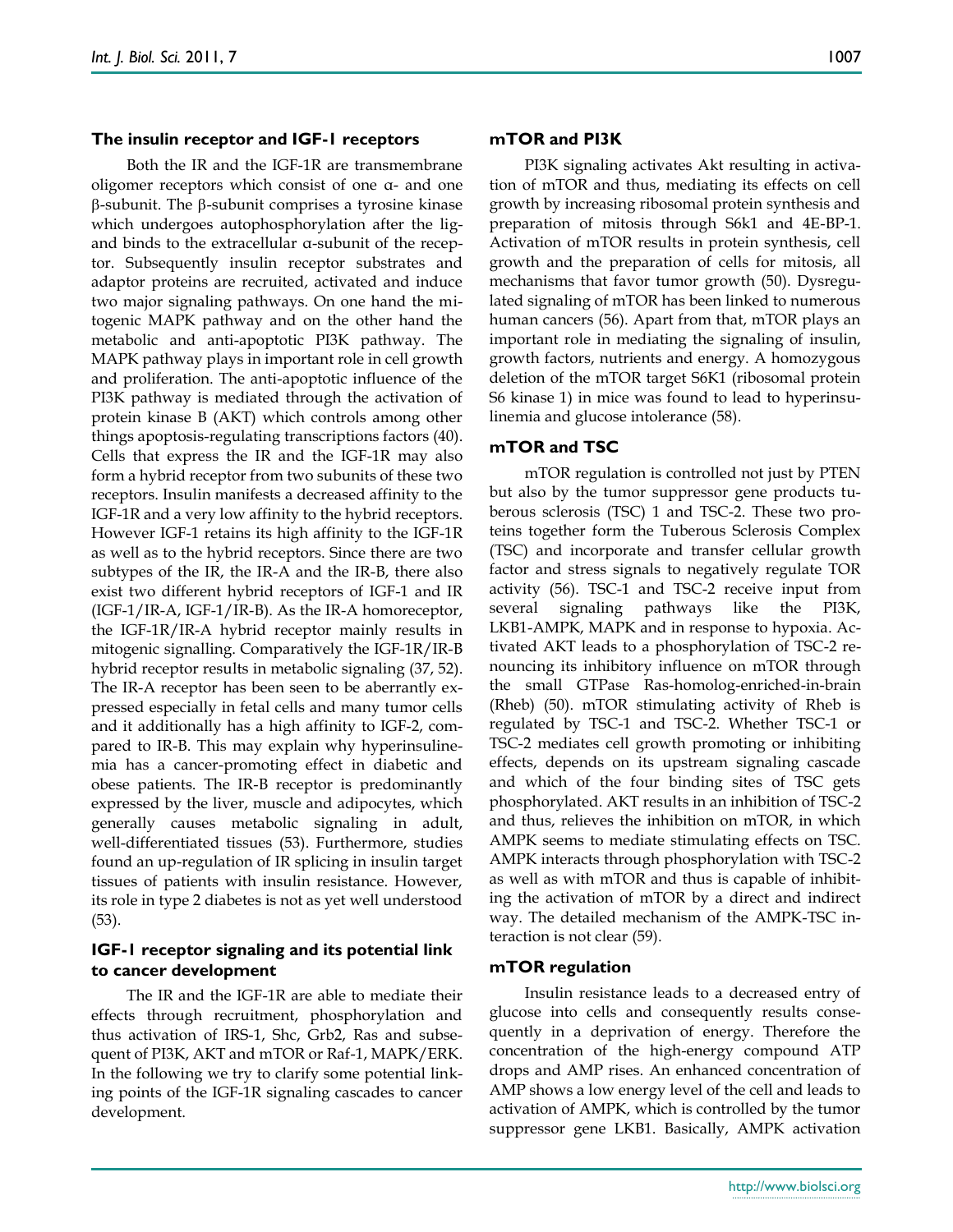### The insulin receptor and IGF-1 receptors

Both the IR and the IGF-1R are transmembrane oligomer receptors which consist of one α- and one β-subunit. The β-subunit comprises a tyrosine kinase which undergoes autophosphorylation after the ligand binds to the extracellular α-subunit of the receptor. Subsequently insulin receptor substrates and adaptor proteins are recruited, activated and induce two major signaling pathways. On one hand the mitogenic MAPK pathway and on the other hand the metabolic and anti-apoptotic PI3K pathway. The MAPK pathway plays in important role in cell growth and proliferation. The anti-apoptotic influence of the PI3K pathway is mediated through the activation of protein kinase B (AKT) which controls among other things apoptosis-regulating transcriptions factors (40). Cells that express the IR and the IGF-1R may also form a hybrid receptor from two subunits of these two receptors. Insulin manifests a decreased affinity to the IGF-1R and a very low affinity to the hybrid receptors. However IGF-1 retains its high affinity to the IGF-1R as well as to the hybrid receptors. Since there are two subtypes of the IR, the IR-A and the IR-B, there also exist two different hybrid receptors of IGF-1 and IR (IGF-1/IR-A, IGF-1/IR-B). As the IR-A homoreceptor, the IGF-1R/IR-A hybrid receptor mainly results in mitogenic signalling. Comparatively the IGF-1R/IR-B hybrid receptor results in metabolic signaling (37, 52). The IR-A receptor has been seen to be aberrantly expressed especially in fetal cells and many tumor cells and it additionally has a high affinity to IGF-2, compared to IR-B. This may explain why hyperinsulinemia has a cancer-promoting effect in diabetic and obese patients. The IR-B receptor is predominantly expressed by the liver, muscle and adipocytes, which generally causes metabolic signaling in adult, well-differentiated tissues (53). Furthermore, studies found an up-regulation of IR splicing in insulin target tissues of patients with insulin resistance. However, its role in type 2 diabetes is not as yet well understood (53).

### IGF-1 receptor signaling and its potential link to cancer development

The IR and the IGF-1R are able to mediate their effects through recruitment, phosphorylation and thus activation of IRS-1, Shc, Grb2, Ras and subsequent of PI3K, AKT and mTOR or Raf-1, MAPK/ERK. In the following we try to clarify some potential linking points of the IGF-1R signaling cascades to cancer development.

### mTOR and PI3K

PI3K signaling activates Akt resulting in activation of mTOR and thus, mediating its effects on cell growth by increasing ribosomal protein synthesis and preparation of mitosis through S6k1 and 4E-BP-1. Activation of mTOR results in protein synthesis, cell growth and the preparation of cells for mitosis, all mechanisms that favor tumor growth (50). Dysregulated signaling of mTOR has been linked to numerous human cancers (56). Apart from that, mTOR plays an important role in mediating the signaling of insulin, growth factors, nutrients and energy. A homozygous deletion of the mTOR target S6K1 (ribosomal protein S6 kinase 1) in mice was found to lead to hyperinsulinemia and glucose intolerance (58).

### mTOR and TSC

mTOR regulation is controlled not just by PTEN but also by the tumor suppressor gene products tuberous sclerosis (TSC) 1 and TSC-2. These two proteins together form the Tuberous Sclerosis Complex (TSC) and incorporate and transfer cellular growth factor and stress signals to negatively regulate TOR activity (56). TSC-1 and TSC-2 receive input from several signaling pathways like the PI3K, LKB1-AMPK, MAPK and in response to hypoxia. Activated AKT leads to a phosphorylation of TSC-2 renouncing its inhibitory influence on mTOR through the small GTPase Ras-homolog-enriched-in-brain (Rheb) (50). mTOR stimulating activity of Rheb is regulated by TSC-1 and TSC-2. Whether TSC-1 or TSC-2 mediates cell growth promoting or inhibiting effects, depends on its upstream signaling cascade and which of the four binding sites of TSC gets phosphorylated. AKT results in an inhibition of TSC-2 and thus, relieves the inhibition on mTOR, in which AMPK seems to mediate stimulating effects on TSC. AMPK interacts through phosphorylation with TSC-2 as well as with mTOR and thus is capable of inhibiting the activation of mTOR by a direct and indirect way. The detailed mechanism of the AMPK-TSC interaction is not clear (59).

### mTOR regulation

Insulin resistance leads to a decreased entry of glucose into cells and consequently results consequently in a deprivation of energy. Therefore the concentration of the high-energy compound ATP drops and AMP rises. An enhanced concentration of AMP shows a low energy level of the cell and leads to activation of AMPK, which is controlled by the tumor suppressor gene LKB1. Basically, AMPK activation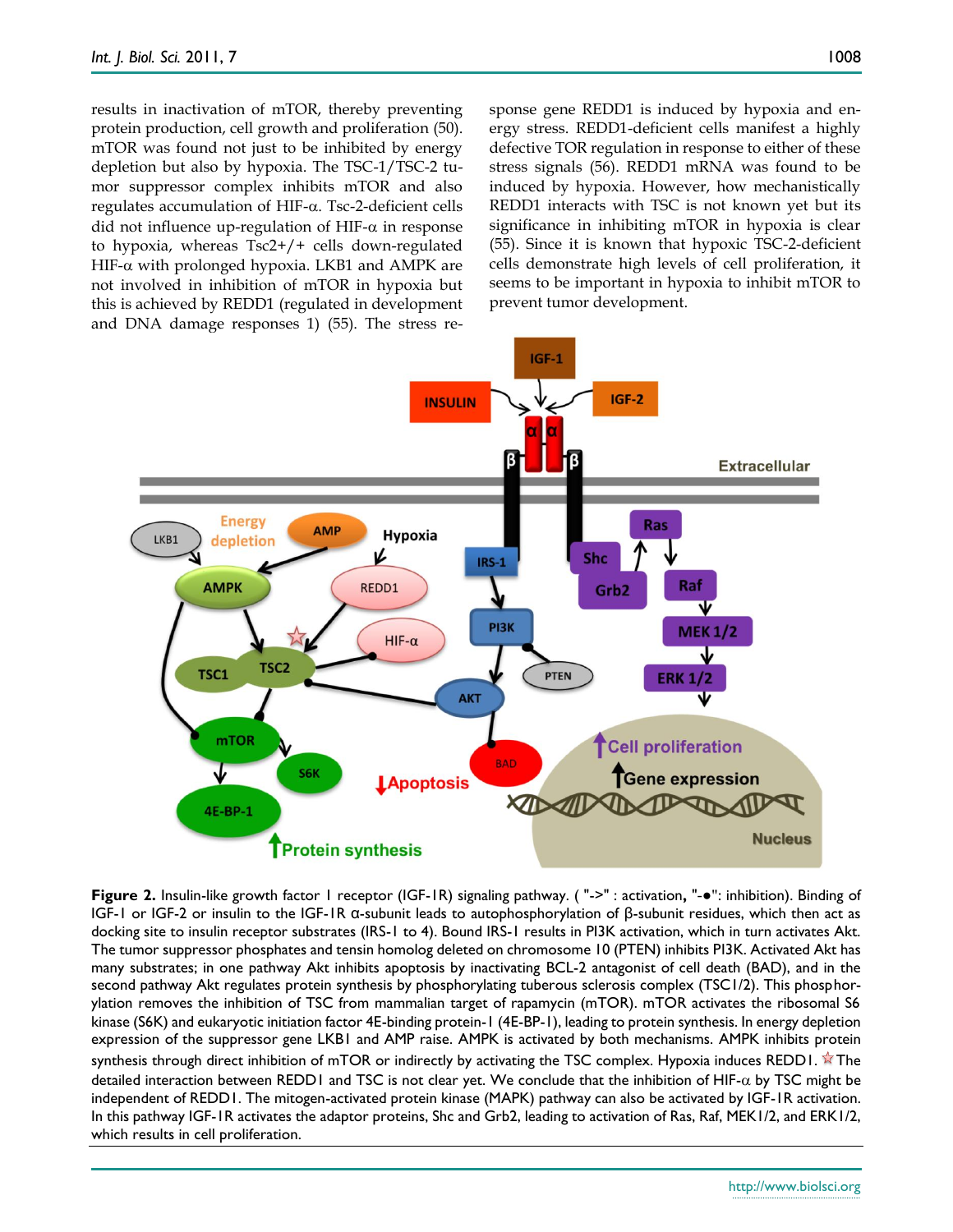results in inactivation of mTOR, thereby preventing protein production, cell growth and proliferation (50). mTOR was found not just to be inhibited by energy depletion but also by hypoxia. The TSC-1/TSC-2 tumor suppressor complex inhibits mTOR and also regulates accumulation of HIF-α. Tsc-2-deficient cells did not influence up-regulation of HIF-α in response to hypoxia, whereas Tsc2+/+ cells down-regulated HIF-α with prolonged hypoxia. LKB1 and AMPK are not involved in inhibition of mTOR in hypoxia but this is achieved by REDD1 (regulated in development and DNA damage responses 1) (55). The stress response gene REDD1 is induced by hypoxia and energy stress. REDD1-deficient cells manifest a highly defective TOR regulation in response to either of these stress signals (56). REDD1 mRNA was found to be induced by hypoxia. However, how mechanistically REDD1 interacts with TSC is not known yet but its significance in inhibiting mTOR in hypoxia is clear (55). Since it is known that hypoxic TSC-2-deficient cells demonstrate high levels of cell proliferation, it seems to be important in hypoxia to inhibit mTOR to prevent tumor development.

**Figure 2.** Insulin-like growth factor 1 receptor (IGF-1R) signaling pathway. ( "->" : activation, "-●": inhibition). Binding of IGF-1 or IGF-2 or insulin to the IGF-1R α-subunit leads to autophosphorylation of β-subunit residues, which then act as docking site to insulin receptor substrates (IRS-1 to 4). Bound IRS-1 results in PI3K activation, which in turn activates Akt. The tumor suppressor phosphates and tensin homolog deleted on chromosome 10 (PTEN) inhibits PI3K. Activated Akt has many substrates; in one pathway Akt inhibits apoptosis by inactivating BCL-2 antagonist of cell death (BAD), and in the second pathway Akt regulates protein synthesis by phosphorylating tuberous sclerosis complex (TSC1/2). This phosphorylation removes the inhibition of TSC from mammalian target of rapamycin (mTOR). mTOR activates the ribosomal S6 kinase (S6K) and eukaryotic initiation factor 4E-binding protein-1 (4E-BP-1), leading to protein synthesis. In energy depletion expression of the suppressor gene LKB1 and AMP raise. AMPK is activated by both mechanisms. AMPK inhibits protein synthesis through direct inhibition of mTOR or indirectly by activating the TSC complex. Hypoxia induces REDD1. ☆ The detailed interaction between REDD1 and TSC is not clear yet. We conclude that the inhibition of HIF-α by TSC might be independent of REDD1. The mitogen-activated protein kinase (MAPK) pathway can also be activated by IGF-1R activation. In this pathway IGF-1R activates the adaptor proteins, Shc and Grb2, leading to activation of Ras, Raf, MEK1/2, and ERK1/2, which results in cell proliferation.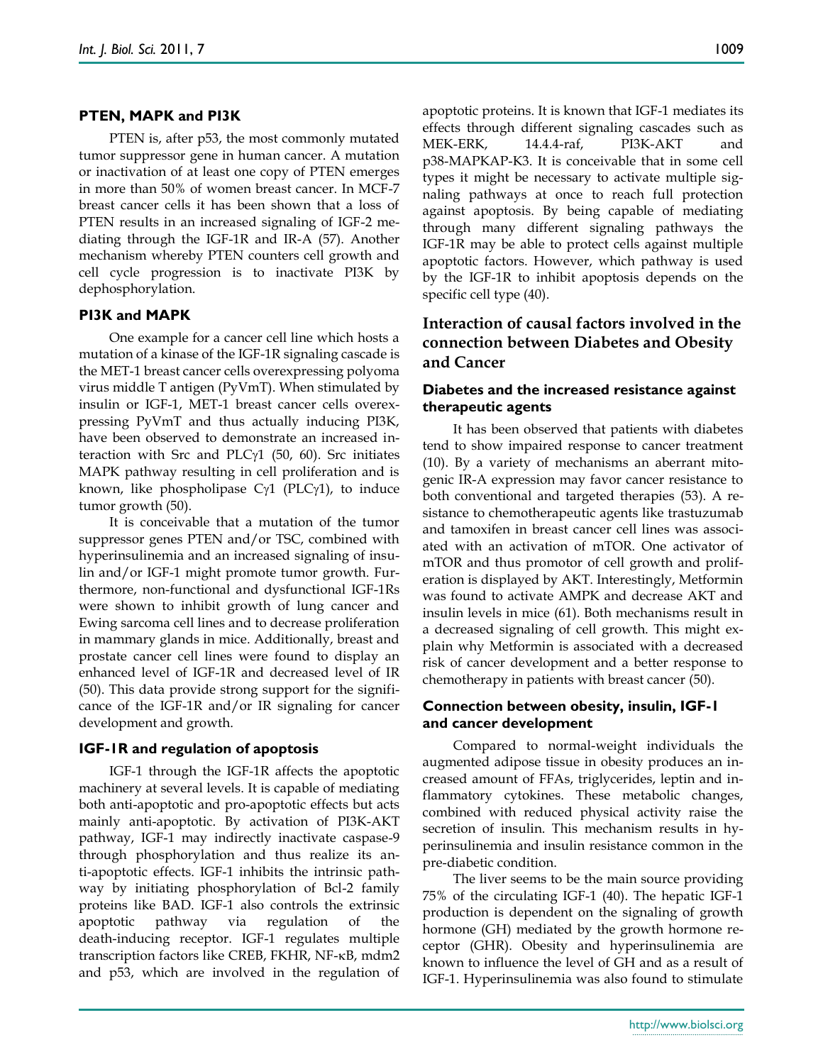### PTEN, MAPK and PI3K

PTEN is, after p53, the most commonly mutated tumor suppressor gene in human cancer. A mutation or inactivation of at least one copy of PTEN emerges in more than 50% of women breast cancer. In MCF-7 breast cancer cells it has been shown that a loss of PTEN results in an increased signaling of IGF-2 mediating through the IGF-1R and IR-A (57). Another mechanism whereby PTEN counters cell growth and cell cycle progression is to inactivate PI3K by dephosphorylation.

### PI3K and MAPK

One example for a cancer cell line which hosts a mutation of a kinase of the IGF-1R signaling cascade is the MET-1 breast cancer cells overexpressing polyoma virus middle T antigen (PyVmT). When stimulated by insulin or IGF-1, MET-1 breast cancer cells overexpressing PyVmT and thus actually inducing PI3K, have been observed to demonstrate an increased interaction with Src and PLCγ1 (50, 60). Src initiates MAPK pathway resulting in cell proliferation and is known, like phospholipase Cγ1 (PLCγ1), to induce tumor growth (50).

It is conceivable that a mutation of the tumor suppressor genes PTEN and/or TSC, combined with hyperinsulinemia and an increased signaling of insulin and/or IGF-1 might promote tumor growth. Furthermore, non-functional and dysfunctional IGF-1Rs were shown to inhibit growth of lung cancer and Ewing sarcoma cell lines and to decrease proliferation in mammary glands in mice. Additionally, breast and prostate cancer cell lines were found to display an enhanced level of IGF-1R and decreased level of IR (50). This data provide strong support for the significance of the IGF-1R and/or IR signaling for cancer development and growth.

### IGF-1R and regulation of apoptosis

IGF-1 through the IGF-1R affects the apoptotic machinery at several levels. It is capable of mediating both anti-apoptotic and pro-apoptotic effects but acts mainly anti-apoptotic. By activation of PI3K-AKT pathway, IGF-1 may indirectly inactivate caspase-9 through phosphorylation and thus realize its anti-apoptotic effects. IGF-1 inhibits the intrinsic pathway by initiating phosphorylation of Bcl-2 family proteins like BAD. IGF-1 also controls the extrinsic apoptotic pathway via regulation of the death-inducing receptor. IGF-1 regulates multiple transcription factors like CREB, FKHR, NF-κB, mdm2 and p53, which are involved in the regulation of apoptotic proteins. It is known that IGF-1 mediates its effects through different signaling cascades such as MEK-ERK, 14.4.4-raf, PI3K-AKT and p38-MAPKAP-K3. It is conceivable that in some cell types it might be necessary to activate multiple signaling pathways at once to reach full protection against apoptosis. By being capable of mediating through many different signaling pathways the IGF-1R may be able to protect cells against multiple apoptotic factors. However, which pathway is used by the IGF-1R to inhibit apoptosis depends on the specific cell type (40).

## Interaction of causal factors involved in the connection between Diabetes and Obesity and Cancer

### Diabetes and the increased resistance against therapeutic agents

It has been observed that patients with diabetes tend to show impaired response to cancer treatment (10). By a variety of mechanisms an aberrant mitogenic IR-A expression may favor cancer resistance to both conventional and targeted therapies (53). A resistance to chemotherapeutic agents like trastuzumab and tamoxifen in breast cancer cell lines was associated with an activation of mTOR. One activator of mTOR and thus promotor of cell growth and proliferation is displayed by AKT. Interestingly, Metformin was found to activate AMPK and decrease AKT and insulin levels in mice (61). Both mechanisms result in a decreased signaling of cell growth. This might explain why Metformin is associated with a decreased risk of cancer development and a better response to chemotherapy in patients with breast cancer (50).

### Connection between obesity, insulin, IGF-1 and cancer development

Compared to normal-weight individuals the augmented adipose tissue in obesity produces an increased amount of FFAs, triglycerides, leptin and inflammatory cytokines. These metabolic changes, combined with reduced physical activity raise the secretion of insulin. This mechanism results in hyperinsulinemia and insulin resistance common in the pre-diabetic condition.

The liver seems to be the main source providing 75% of the circulating IGF-1 (40). The hepatic IGF-1 production is dependent on the signaling of growth hormone (GH) mediated by the growth hormone receptor (GHR). Obesity and hyperinsulinemia are known to influence the level of GH and as a result of IGF-1. Hyperinsulinemia was also found to stimulate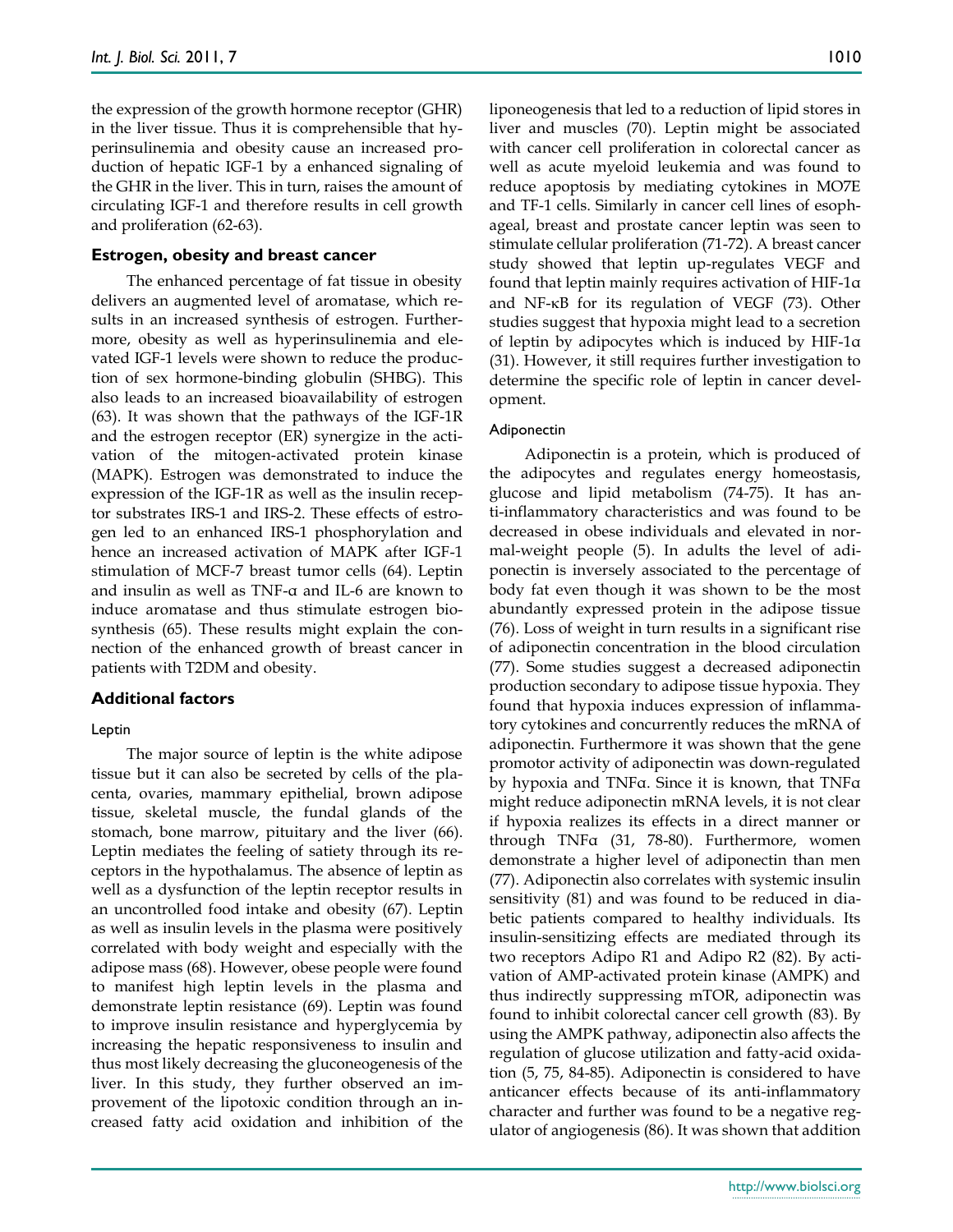the expression of the growth hormone receptor (GHR) in the liver tissue. Thus it is comprehensible that hyperinsulinemia and obesity cause an increased production of hepatic IGF-1 by a enhanced signaling of the GHR in the liver. This in turn, raises the amount of circulating IGF-1 and therefore results in cell growth and proliferation (62-63).

### Estrogen, obesity and breast cancer

The enhanced percentage of fat tissue in obesity delivers an augmented level of aromatase, which results in an increased synthesis of estrogen. Furthermore, obesity as well as hyperinsulinemia and elevated IGF-1 levels were shown to reduce the production of sex hormone-binding globulin (SHBG). This also leads to an increased bioavailability of estrogen (63). It was shown that the pathways of the IGF-1R and the estrogen receptor (ER) synergize in the activation of the mitogen-activated protein kinase (MAPK). Estrogen was demonstrated to induce the expression of the IGF-1R as well as the insulin receptor substrates IRS-1 and IRS-2. These effects of estrogen led to an enhanced IRS-1 phosphorylation and hence an increased activation of MAPK after IGF-1 stimulation of MCF-7 breast tumor cells (64). Leptin and insulin as well as TNF-α and IL-6 are known to induce aromatase and thus stimulate estrogen biosynthesis (65). These results might explain the connection of the enhanced growth of breast cancer in patients with T2DM and obesity.

### Additional factors

#### Leptin

The major source of leptin is the white adipose tissue but it can also be secreted by cells of the placenta, ovaries, mammary epithelial, brown adipose tissue, skeletal muscle, the fundal glands of the stomach, bone marrow, pituitary and the liver (66). Leptin mediates the feeling of satiety through its receptors in the hypothalamus. The absence of leptin as well as a dysfunction of the leptin receptor results in an uncontrolled food intake and obesity (67). Leptin as well as insulin levels in the plasma were positively correlated with body weight and especially with the adipose mass (68). However, obese people were found to manifest high leptin levels in the plasma and demonstrate leptin resistance (69). Leptin was found to improve insulin resistance and hyperglycemia by increasing the hepatic responsiveness to insulin and thus most likely decreasing the gluconeogenesis of the liver. In this study, they further observed an improvement of the lipotoxic condition through an increased fatty acid oxidation and inhibition of the liponeogenesis that led to a reduction of lipid stores in liver and muscles (70). Leptin might be associated with cancer cell proliferation in colorectal cancer as well as acute myeloid leukemia and was found to reduce apoptosis by mediating cytokines in MO7E and TF-1 cells. Similarly in cancer cell lines of esophageal, breast and prostate cancer leptin was seen to stimulate cellular proliferation (71-72). A breast cancer study showed that leptin up-regulates VEGF and found that leptin mainly requires activation of HIF-1α and NF-κB for its regulation of VEGF (73). Other studies suggest that hypoxia might lead to a secretion of leptin by adipocytes which is induced by HIF-1α (31). However, it still requires further investigation to determine the specific role of leptin in cancer development.

#### Adiponectin

Adiponectin is a protein, which is produced of the adipocytes and regulates energy homeostasis, glucose and lipid metabolism (74-75). It has anti-inflammatory characteristics and was found to be decreased in obese individuals and elevated in normal-weight people (5). In adults the level of adiponectin is inversely associated to the percentage of body fat even though it was shown to be the most abundantly expressed protein in the adipose tissue (76). Loss of weight in turn results in a significant rise of adiponectin concentration in the blood circulation (77). Some studies suggest a decreased adiponectin production secondary to adipose tissue hypoxia. They found that hypoxia induces expression of inflammatory cytokines and concurrently reduces the mRNA of adiponectin. Furthermore it was shown that the gene promotor activity of adiponectin was down-regulated by hypoxia and TNFα. Since it is known, that TNFα might reduce adiponectin mRNA levels, it is not clear if hypoxia realizes its effects in a direct manner or through TNFα (31, 78-80). Furthermore, women demonstrate a higher level of adiponectin than men (77). Adiponectin also correlates with systemic insulin sensitivity (81) and was found to be reduced in diabetic patients compared to healthy individuals. Its insulin-sensitizing effects are mediated through its two receptors Adipo R1 and Adipo R2 (82). By activation of AMP-activated protein kinase (AMPK) and thus indirectly suppressing mTOR, adiponectin was found to inhibit colorectal cancer cell growth (83). By using the AMPK pathway, adiponectin also affects the regulation of glucose utilization and fatty-acid oxidation (5, 75, 84-85). Adiponectin is considered to have anticancer effects because of its anti-inflammatory character and further was found to be a negative regulator of angiogenesis (86). It was shown that addition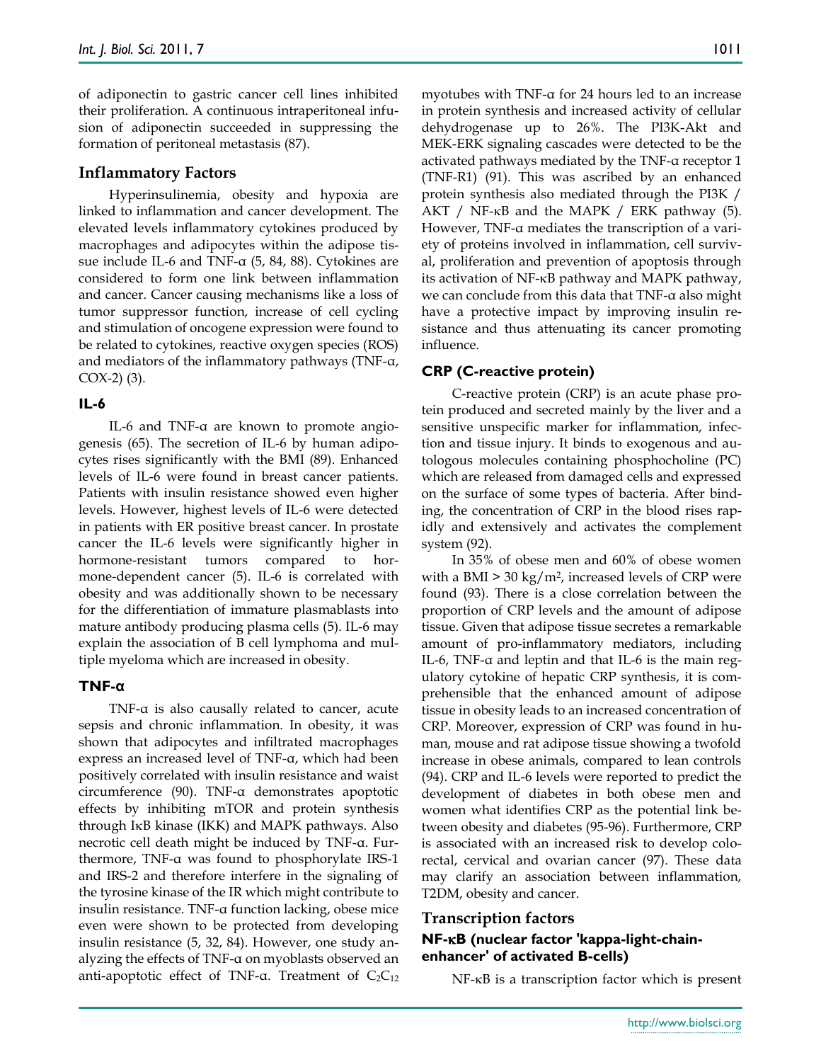of adiponectin to gastric cancer cell lines inhibited their proliferation. A continuous intraperitoneal infusion of adiponectin succeeded in suppressing the formation of peritoneal metastasis (87).

## Inflammatory Factors

Hyperinsulinemia, obesity and hypoxia are linked to inflammation and cancer development. The elevated levels inflammatory cytokines produced by macrophages and adipocytes within the adipose tissue include IL-6 and TNF-α (5, 84, 88). Cytokines are considered to form one link between inflammation and cancer. Cancer causing mechanisms like a loss of tumor suppressor function, increase of cell cycling and stimulation of oncogene expression were found to be related to cytokines, reactive oxygen species (ROS) and mediators of the inflammatory pathways (TNF-α, COX-2) (3).

### IL-6

IL-6 and TNF-α are known to promote angiogenesis (65). The secretion of IL-6 by human adipocytes rises significantly with the BMI (89). Enhanced levels of IL-6 were found in breast cancer patients. Patients with insulin resistance showed even higher levels. However, highest levels of IL-6 were detected in patients with ER positive breast cancer. In prostate cancer the IL-6 levels were significantly higher in hormone-resistant tumors compared to hormone-dependent cancer (5). IL-6 is correlated with obesity and was additionally shown to be necessary for the differentiation of immature plasmablasts into mature antibody producing plasma cells (5). IL-6 may explain the association of B cell lymphoma and multiple myeloma which are increased in obesity.

### TNF-α

TNF-α is also causally related to cancer, acute sepsis and chronic inflammation. In obesity, it was shown that adipocytes and infiltrated macrophages express an increased level of TNF-α, which had been positively correlated with insulin resistance and waist circumference (90). TNF-α demonstrates apoptotic effects by inhibiting mTOR and protein synthesis through IκB kinase (IKK) and MAPK pathways. Also necrotic cell death might be induced by TNF-α. Furthermore, TNF-α was found to phosphorylate IRS-1 and IRS-2 and therefore interfere in the signaling of the tyrosine kinase of the IR which might contribute to insulin resistance. TNF-α function lacking, obese mice even were shown to be protected from developing insulin resistance (5, 32, 84). However, one study analyzing the effects of TNF-α on myoblasts observed an anti-apoptotic effect of TNF-α. Treatment of $C_2C_{12}$ myotubes with TNF-α for 24 hours led to an increase in protein synthesis and increased activity of cellular dehydrogenase up to 26%. The PI3K-Akt and MEK-ERK signaling cascades were detected to be the activated pathways mediated by the TNF-α receptor 1 (TNF-R1) (91). This was ascribed by an enhanced protein synthesis also mediated through the PI3K / AKT / NF-κB and the MAPK / ERK pathway (5). However, TNF-α mediates the transcription of a variety of proteins involved in inflammation, cell survival, proliferation and prevention of apoptosis through its activation of NF-κB pathway and MAPK pathway, we can conclude from this data that TNF-α also might have a protective impact by improving insulin resistance and thus attenuating its cancer promoting influence.

### CRP (C-reactive protein)

C-reactive protein (CRP) is an acute phase protein produced and secreted mainly by the liver and a sensitive unspecific marker for inflammation, infection and tissue injury. It binds to exogenous and autologous molecules containing phosphocholine (PC) which are released from damaged cells and expressed on the surface of some types of bacteria. After binding, the concentration of CRP in the blood rises rapidly and extensively and activates the complement system (92).

In 35% of obese men and 60% of obese women with a BMI > 30 kg/m$^2$, increased levels of CRP were found (93). There is a close correlation between the proportion of CRP levels and the amount of adipose tissue. Given that adipose tissue secretes a remarkable amount of pro-inflammatory mediators, including IL-6, TNF-α and leptin and that IL-6 is the main regulatory cytokine of hepatic CRP synthesis, it is comprehensible that the enhanced amount of adipose tissue in obesity leads to an increased concentration of CRP. Moreover, expression of CRP was found in human, mouse and rat adipose tissue showing a twofold increase in obese animals, compared to lean controls (94). CRP and IL-6 levels were reported to predict the development of diabetes in both obese men and women what identifies CRP as the potential link between obesity and diabetes (95-96). Furthermore, CRP is associated with an increased risk to develop colorectal, cervical and ovarian cancer (97). These data may clarify an association between inflammation, T2DM, obesity and cancer.

## Transcription factors

### NF-κB (nuclear factor 'kappa-light-chain-enhancer' of activated B-cells)

NF-κB is a transcription factor which is present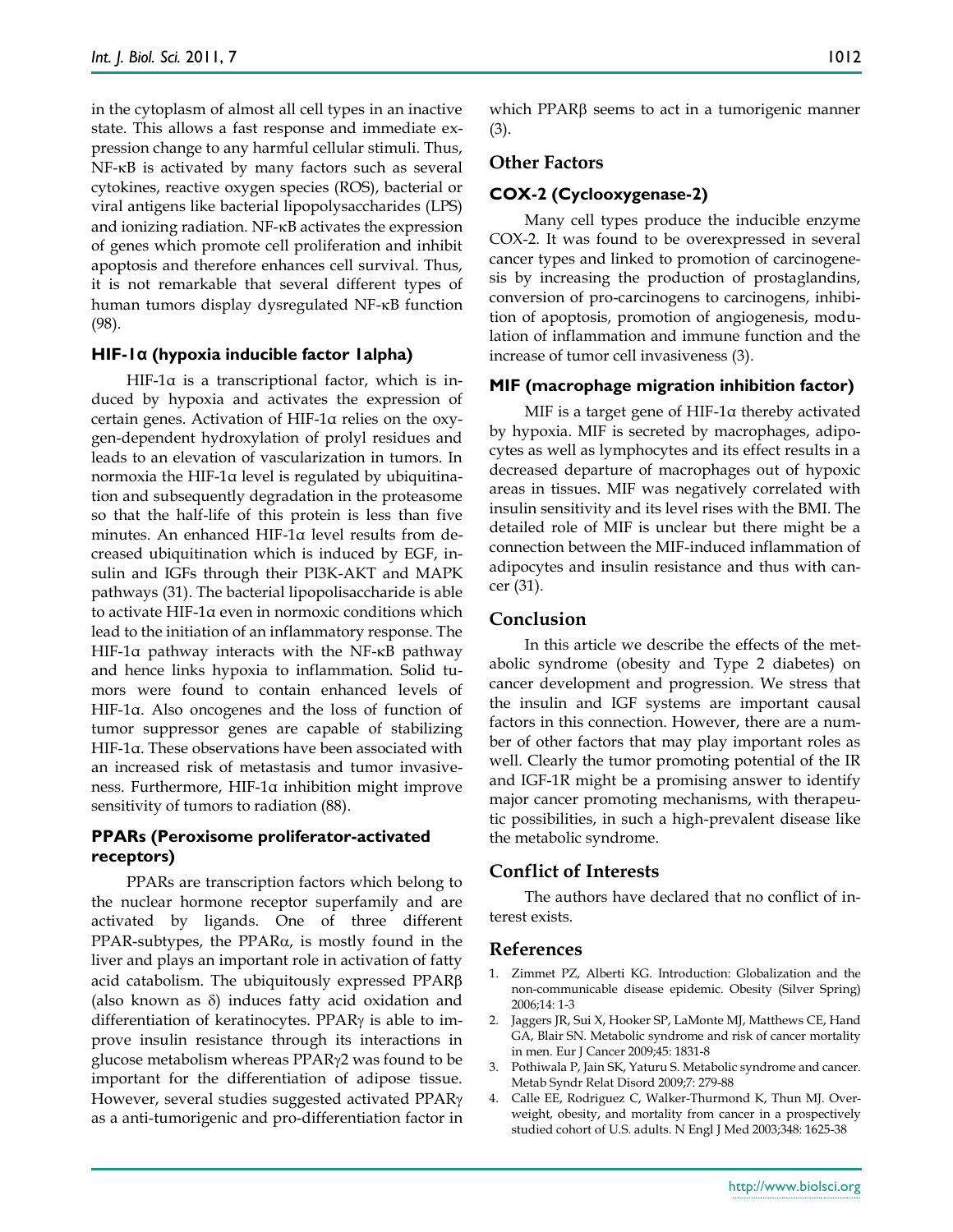in the cytoplasm of almost all cell types in an inactive state. This allows a fast response and immediate expression change to any harmful cellular stimuli. Thus, NF-κB is activated by many factors such as several cytokines, reactive oxygen species (ROS), bacterial or viral antigens like bacterial lipopolysaccharides (LPS) and ionizing radiation. NF-κB activates the expression of genes which promote cell proliferation and inhibit apoptosis and therefore enhances cell survival. Thus, it is not remarkable that several different types of human tumors display dysregulated NF-κB function (98).

### HIF-1α (hypoxia inducible factor 1alpha)

HIF-1α is a transcriptional factor, which is induced by hypoxia and activates the expression of certain genes. Activation of HIF-1α relies on the oxygen-dependent hydroxylation of prolyl residues and leads to an elevation of vascularization in tumors. In normoxia the HIF-1α level is regulated by ubiquitination and subsequently degradation in the proteasome so that the half-life of this protein is less than five minutes. An enhanced HIF-1α level results from decreased ubiquitination which is induced by EGF, insulin and IGFs through their PI3K-AKT and MAPK pathways (31). The bacterial lipopolisaccharide is able to activate HIF-1α even in normoxic conditions which lead to the initiation of an inflammatory response. The HIF-1α pathway interacts with the NF-κB pathway and hence links hypoxia to inflammation. Solid tumors were found to contain enhanced levels of HIF-1α. Also oncogenes and the loss of function of tumor suppressor genes are capable of stabilizing HIF-1α. These observations have been associated with an increased risk of metastasis and tumor invasiveness. Furthermore, HIF-1α inhibition might improve sensitivity of tumors to radiation (88).

### PPARs (Peroxisome proliferator-activated receptors)

PPARs are transcription factors which belong to the nuclear hormone receptor superfamily and are activated by ligands. One of three different PPAR-subtypes, the PPARα, is mostly found in the liver and plays an important role in activation of fatty acid catabolism. The ubiquitously expressed PPARβ (also known as δ) induces fatty acid oxidation and differentiation of keratinocytes. PPARγ is able to improve insulin resistance through its interactions in glucose metabolism whereas PPARγ2 was found to be important for the differentiation of adipose tissue. However, several studies suggested activated PPARγ as a anti-tumorigenic and pro-differentiation factor in which PPARβ seems to act in a tumorigenic manner (3).

## Other Factors

### COX-2 (Cyclooxygenase-2)

Many cell types produce the inducible enzyme COX-2. It was found to be overexpressed in several cancer types and linked to promotion of carcinogenesis by increasing the production of prostaglandins, conversion of pro-carcinogens to carcinogens, inhibition of apoptosis, promotion of angiogenesis, modulation of inflammation and immune function and the increase of tumor cell invasiveness (3).

### MIF (macrophage migration inhibition factor)

MIF is a target gene of HIF-1α thereby activated by hypoxia. MIF is secreted by macrophages, adipocytes as well as lymphocytes and its effect results in a decreased departure of macrophages out of hypoxic areas in tissues. MIF was negatively correlated with insulin sensitivity and its level rises with the BMI. The detailed role of MIF is unclear but there might be a connection between the MIF-induced inflammation of adipocytes and insulin resistance and thus with cancer (31).

## Conclusion

In this article we describe the effects of the metabolic syndrome (obesity and Type 2 diabetes) on cancer development and progression. We stress that the insulin and IGF systems are important causal factors in this connection. However, there are a number of other factors that may play important roles as well. Clearly the tumor promoting potential of the IR and IGF-1R might be a promising answer to identify major cancer promoting mechanisms, with therapeutic possibilities, in such a high-prevalent disease like the metabolic syndrome.

## Conflict of Interests

The authors have declared that no conflict of interest exists.

## References

1. Zimmet PZ, Alberti KG. Introduction: Globalization and the non-communicable disease epidemic. Obesity (Silver Spring) 2006;14: 1-3
2. Jaggers JR, Sui X, Hooker SP, LaMonte MJ, Matthews CE, Hand GA, Blair SN. Metabolic syndrome and risk of cancer mortality in men. Eur J Cancer 2009;45: 1831-8
3. Pothiwala P, Jain SK, Yaturu S. Metabolic syndrome and cancer. Metab Syndr Relat Disord 2009;7: 279-88
4. Calle EE, Rodriguez C, Walker-Thurmond K, Thun MJ. Overweight, obesity, and mortality from cancer in a prospectively studied cohort of U.S. adults. N Engl J Med 2003;348: 1625-38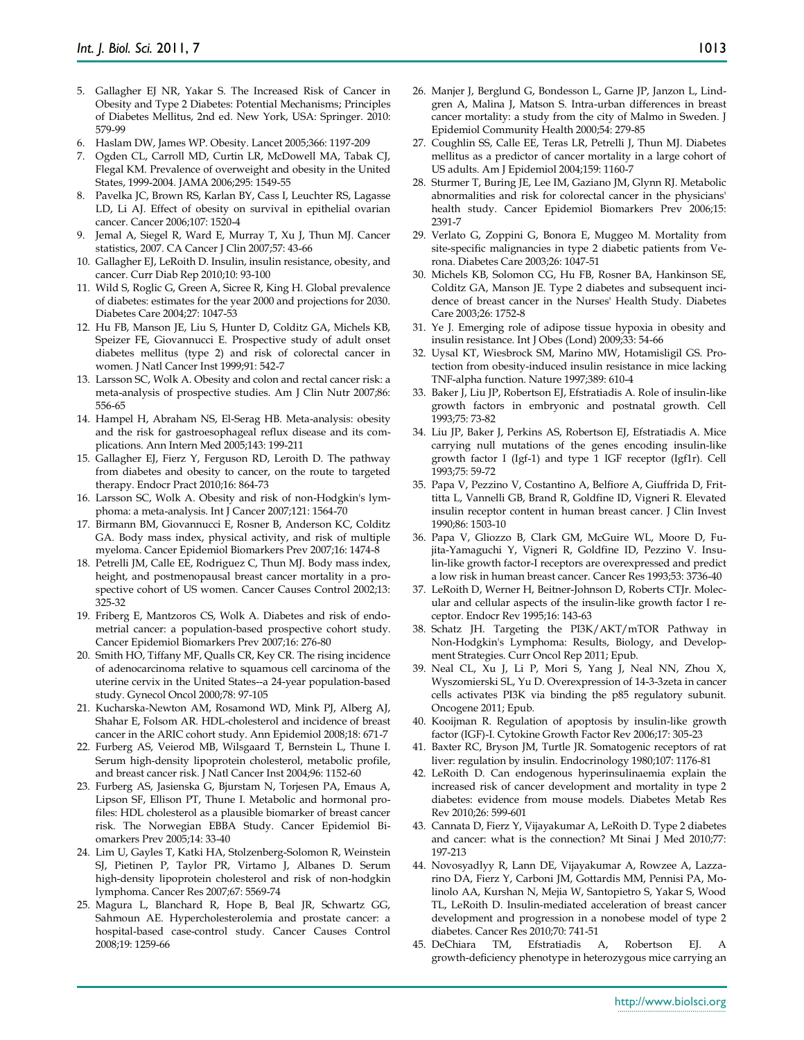5. Gallagher EJ NR, Yakar S. The Increased Risk of Cancer in Obesity and Type 2 Diabetes: Potential Mechanisms; Principles of Diabetes Mellitus, 2nd ed. New York, USA: Springer. 2010: 579-99
6. Haslam DW, James WP. Obesity. Lancet 2005;366: 1197-209
7. Ogden CL, Carroll MD, Curtin LR, McDowell MA, Tabak CJ, Flegal KM. Prevalence of overweight and obesity in the United States, 1999-2004. JAMA 2006;295: 1549-55
8. Pavelka JC, Brown RS, Karlan BY, Cass I, Leuchter RS, Lagasse LD, Li AJ. Effect of obesity on survival in epithelial ovarian cancer. Cancer 2006;107: 1520-4
9. Jemal A, Siegel R, Ward E, Murray T, Xu J, Thun MJ. Cancer statistics, 2007. CA Cancer J Clin 2007;57: 43-66
10. Gallagher EJ, LeRoith D. Insulin, insulin resistance, obesity, and cancer. Curr Diab Rep 2010;10: 93-100
11. Wild S, Roglic G, Green A, Sicree R, King H. Global prevalence of diabetes: estimates for the year 2000 and projections for 2030. Diabetes Care 2004;27: 1047-53
12. Hu FB, Manson JE, Liu S, Hunter D, Colditz GA, Michels KB, Speizer FE, Giovannucci E. Prospective study of adult onset diabetes mellitus (type 2) and risk of colorectal cancer in women. J Natl Cancer Inst 1999;91: 542-7
13. Larsson SC, Wolk A. Obesity and colon and rectal cancer risk: a meta-analysis of prospective studies. Am J Clin Nutr 2007;86: 556-65
14. Hampel H, Abraham NS, El-Serag HB. Meta-analysis: obesity and the risk for gastroesophageal reflux disease and its complications. Ann Intern Med 2005;143: 199-211
15. Gallagher EJ, Fierz Y, Ferguson RD, Leroith D. The pathway from diabetes and obesity to cancer, on the route to targeted therapy. Endocr Pract 2010;16: 864-73
16. Larsson SC, Wolk A. Obesity and risk of non-Hodgkin's lymphoma: a meta-analysis. Int J Cancer 2007;121: 1564-70
17. Birmann BM, Giovannucci E, Rosner B, Anderson KC, Colditz GA. Body mass index, physical activity, and risk of multiple myeloma. Cancer Epidemiol Biomarkers Prev 2007;16: 1474-8
18. Petrelli JM, Calle EE, Rodriguez C, Thun MJ. Body mass index, height, and postmenopausal breast cancer mortality in a prospective cohort of US women. Cancer Causes Control 2002;13: 325-32
19. Friberg E, Mantzoros CS, Wolk A. Diabetes and risk of endometrial cancer: a population-based prospective cohort study. Cancer Epidemiol Biomarkers Prev 2007;16: 276-80
20. Smith HO, Tiffany MF, Qualls CR, Key CR. The rising incidence of adenocarcinoma relative to squamous cell carcinoma of the uterine cervix in the United States--a 24-year population-based study. Gynecol Oncol 2000;78: 97-105
21. Kucharska-Newton AM, Rosamond WD, Mink PJ, Alberg AJ, Shahar E, Folsom AR. HDL-cholesterol and incidence of breast cancer in the ARIC cohort study. Ann Epidemiol 2008;18: 671-7
22. Furberg AS, Veierod MB, Wilsgaard T, Bernstein L, Thune I. Serum high-density lipoprotein cholesterol, metabolic profile, and breast cancer risk. J Natl Cancer Inst 2004;96: 1152-60
23. Furberg AS, Jasienska G, Bjurstam N, Torjesen PA, Emaus A, Lipson SF, Ellison PT, Thune I. Metabolic and hormonal profiles: HDL cholesterol as a plausible biomarker of breast cancer risk. The Norwegian EBBA Study. Cancer Epidemiol Biomarkers Prev 2005;14: 33-40
24. Lim U, Gayles T, Katki HA, Stolzenberg-Solomon R, Weinstein SJ, Pietinen P, Taylor PR, Virtamo J, Albanes D. Serum high-density lipoprotein cholesterol and risk of non-hodgkin lymphoma. Cancer Res 2007;67: 5569-74
25. Magura L, Blanchard R, Hope B, Beal JR, Schwartz GG, Sahmoun AE. Hypercholesterolemia and prostate cancer: a hospital-based case-control study. Cancer Causes Control 2008;19: 1259-66
26. Manjer J, Berglund G, Bondesson L, Garne JP, Janzon L, Lindgren A, Malina J, Matson S. Intra-urban differences in breast cancer mortality: a study from the city of Malmo in Sweden. J Epidemiol Community Health 2000;54: 279-85
27. Coughlin SS, Calle EE, Teras LR, Petrelli J, Thun MJ. Diabetes mellitus as a predictor of cancer mortality in a large cohort of US adults. Am J Epidemiol 2004;159: 1160-7
28. Sturmer T, Buring JE, Lee IM, Gaziano JM, Glynn RJ. Metabolic abnormalities and risk for colorectal cancer in the physicians' health study. Cancer Epidemiol Biomarkers Prev 2006;15: 2391-7
29. Verlato G, Zoppini G, Bonora E, Muggeo M. Mortality from site-specific malignancies in type 2 diabetic patients from Verona. Diabetes Care 2003;26: 1047-51
30. Michels KB, Solomon CG, Hu FB, Rosner BA, Hankinson SE, Colditz GA, Manson JE. Type 2 diabetes and subsequent incidence of breast cancer in the Nurses' Health Study. Diabetes Care 2003;26: 1752-8
31. Ye J. Emerging role of adipose tissue hypoxia in obesity and insulin resistance. Int J Obes (Lond) 2009;33: 54-66
32. Uysal KT, Wiesbrock SM, Marino MW, Hotamisligil GS. Protection from obesity-induced insulin resistance in mice lacking TNF-alpha function. Nature 1997;389: 610-4
33. Baker J, Liu JP, Robertson EJ, Efstratiadis A. Role of insulin-like growth factors in embryonic and postnatal growth. Cell 1993;75: 73-82
34. Liu JP, Baker J, Perkins AS, Robertson EJ, Efstratiadis A. Mice carrying null mutations of the genes encoding insulin-like growth factor I (Igf-1) and type 1 IGF receptor (Igf1r). Cell 1993;75: 59-72
35. Papa V, Pezzino V, Costantino A, Belfiore A, Giuffrida D, Frittitta L, Vannelli GB, Brand R, Goldfine ID, Vigneri R. Elevated insulin receptor content in human breast cancer. J Clin Invest 1990;86: 1503-10
36. Papa V, Gliozzo B, Clark GM, McGuire WL, Moore D, Fujita-Yamaguchi Y, Vigneri R, Goldfine ID, Pezzino V. Insulin-like growth factor-I receptors are overexpressed and predict a low risk in human breast cancer. Cancer Res 1993;53: 3736-40
37. LeRoith D, Werner H, Beitner-Johnson D, Roberts CTJr. Molecular and cellular aspects of the insulin-like growth factor I receptor. Endocr Rev 1995;16: 143-63
38. Schatz JH. Targeting the PI3K/AKT/mTOR Pathway in Non-Hodgkin's Lymphoma: Results, Biology, and Development Strategies. Curr Oncol Rep 2011; Epub.
39. Neal CL, Xu J, Li P, Mori S, Yang J, Neal NN, Zhou X, Wyszomierski SL, Yu D. Overexpression of 14-3-3zeta in cancer cells activates PI3K via binding the p85 regulatory subunit. Oncogene 2011; Epub.
40. Kooijman R. Regulation of apoptosis by insulin-like growth factor (IGF)-I. Cytokine Growth Factor Rev 2006;17: 305-23
41. Baxter RC, Bryson JM, Turtle JR. Somatogenic receptors of rat liver: regulation by insulin. Endocrinology 1980;107: 1176-81
42. LeRoith D. Can endogenous hyperinsulinaemia explain the increased risk of cancer development and mortality in type 2 diabetes: evidence from mouse models. Diabetes Metab Res Rev 2010;26: 599-601
43. Cannata D, Fierz Y, Vijayakumar A, LeRoith D. Type 2 diabetes and cancer: what is the connection? Mt Sinai J Med 2010;77: 197-213
44. Novosyadlyy R, Lann DE, Vijayakumar A, Rowzee A, Lazzarino DA, Fierz Y, Carboni JM, Gottardis MM, Pennisi PA, Molinolo AA, Kurshan N, Mejia W, Santopietro S, Yakar S, Wood TL, LeRoith D. Insulin-mediated acceleration of breast cancer development and progression in a nonobese model of type 2 diabetes. Cancer Res 2010;70: 741-51
45. DeChiara TM, Efstratiadis A, Robertson EJ. A growth-deficiency phenotype in heterozygous mice carrying an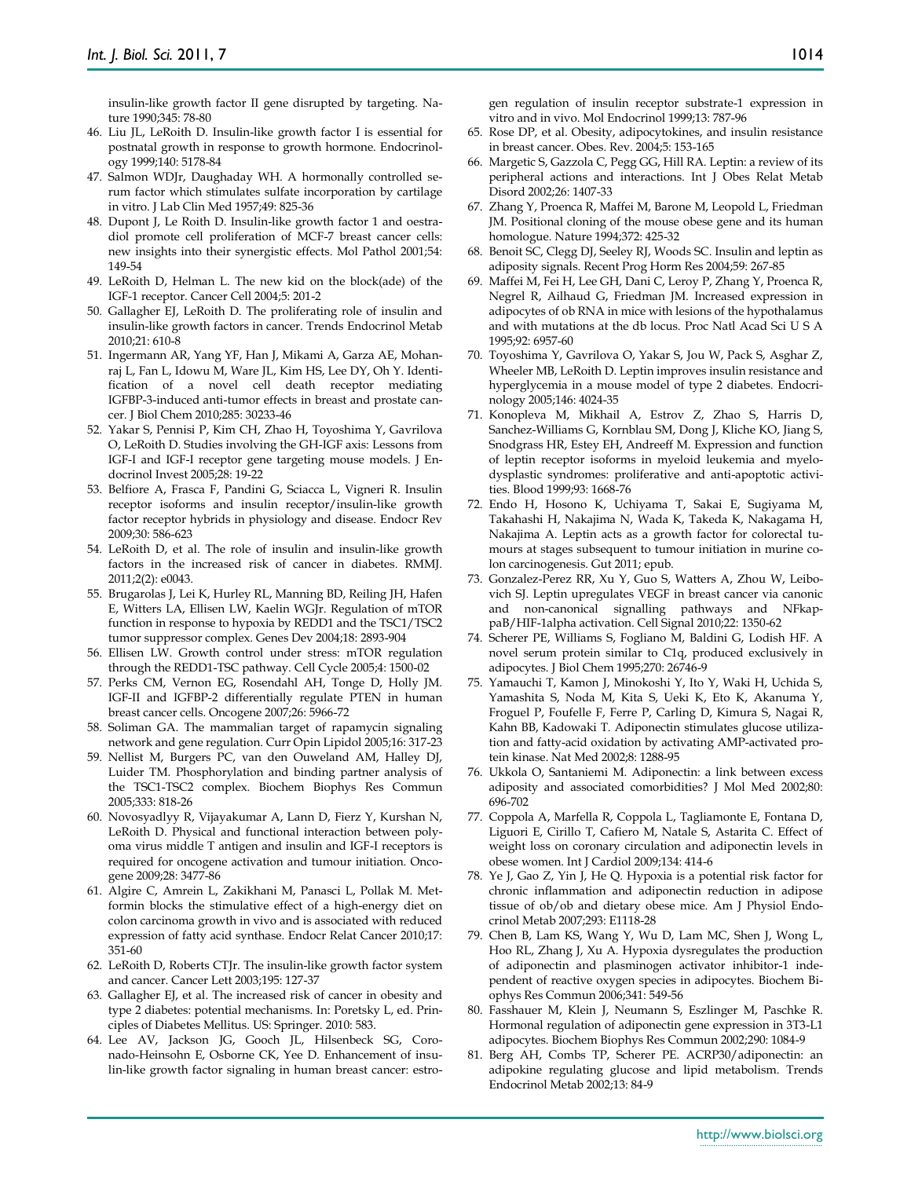insulin-like growth factor II gene disrupted by targeting. Nature 1990;345: 78-80

46. Liu JL, LeRoith D. Insulin-like growth factor I is essential for postnatal growth in response to growth hormone. Endocrinology 1999;140: 5178-84
47. Salmon WDJr, Daughaday WH. A hormonally controlled serum factor which stimulates sulfate incorporation by cartilage in vitro. J Lab Clin Med 1957;49: 825-36
48. Dupont J, Le Roith D. Insulin-like growth factor 1 and oestradiol promote cell proliferation of MCF-7 breast cancer cells: new insights into their synergistic effects. Mol Pathol 2001;54: 149-54
49. LeRoith D, Helman L. The new kid on the block(ade) of the IGF-1 receptor. Cancer Cell 2004;5: 201-2
50. Gallagher EJ, LeRoith D. The proliferating role of insulin and insulin-like growth factors in cancer. Trends Endocrinol Metab 2010;21: 610-8
51. Ingermann AR, Yang YF, Han J, Mikami A, Garza AE, Mohanraj L, Fan L, Idowu M, Ware JL, Kim HS, Lee DY, Oh Y. Identification of a novel cell death receptor mediating IGFBP-3-induced anti-tumor effects in breast and prostate cancer. J Biol Chem 2010;285: 30233-46
52. Yakar S, Pennisi P, Kim CH, Zhao H, Toyoshima Y, Gavrilova O, LeRoith D. Studies involving the GH-IGF axis: Lessons from IGF-I and IGF-I receptor gene targeting mouse models. J Endocrinol Invest 2005;28: 19-22
53. Belfiore A, Frasca F, Pandini G, Sciacca L, Vigneri R. Insulin receptor isoforms and insulin receptor/insulin-like growth factor receptor hybrids in physiology and disease. Endocr Rev 2009;30: 586-623
54. LeRoith D, et al. The role of insulin and insulin-like growth factors in the increased risk of cancer in diabetes. RMMJ. 2011;2(2): e0043.
55. Brugarolas J, Lei K, Hurley RL, Manning BD, Reiling JH, Hafen E, Witters LA, Ellisen LW, Kaelin WGJr. Regulation of mTOR function in response to hypoxia by REDD1 and the TSC1/TSC2 tumor suppressor complex. Genes Dev 2004;18: 2893-904
56. Ellisen LW. Growth control under stress: mTOR regulation through the REDD1-TSC pathway. Cell Cycle 2005;4: 1500-02
57. Perks CM, Vernon EG, Rosendahl AH, Tonge D, Holly JM. IGF-II and IGFBP-2 differentially regulate PTEN in human breast cancer cells. Oncogene 2007;26: 5966-72
58. Soliman GA. The mammalian target of rapamycin signaling network and gene regulation. Curr Opin Lipidol 2005;16: 317-23
59. Nellist M, Burgers PC, van den Ouweland AM, Halley DJ, Luider TM. Phosphorylation and binding partner analysis of the TSC1-TSC2 complex. Biochem Biophys Res Commun 2005;333: 818-26
60. Novosyadlyy R, Vijayakumar A, Lann D, Fierz Y, Kurshan N, LeRoith D. Physical and functional interaction between polyoma virus middle T antigen and insulin and IGF-I receptors is required for oncogene activation and tumour initiation. Oncogene 2009;28: 3477-86
61. Algire C, Amrein L, Zakikhani M, Panasci L, Pollak M. Metformin blocks the stimulative effect of a high-energy diet on colon carcinoma growth in vivo and is associated with reduced expression of fatty acid synthase. Endocr Relat Cancer 2010;17: 351-60
62. LeRoith D, Roberts CTJr. The insulin-like growth factor system and cancer. Cancer Lett 2003;195: 127-37
63. Gallagher EJ, et al. The increased risk of cancer in obesity and type 2 diabetes: potential mechanisms. In: Poretsky L, ed. Principles of Diabetes Mellitus. US: Springer. 2010: 583.
64. Lee AV, Jackson JG, Gooch JL, Hilsenbeck SG, Coronado-Heinsohn E, Osborne CK, Yee D. Enhancement of insulin-like growth factor signaling in human breast cancer: estrogen regulation of insulin receptor substrate-1 expression in vitro and in vivo. Mol Endocrinol 1999;13: 787-96
65. Rose DP, et al. Obesity, adipocytokines, and insulin resistance in breast cancer. Obes. Rev. 2004;5: 153-165
66. Margetic S, Gazzola C, Pegg GG, Hill RA. Leptin: a review of its peripheral actions and interactions. Int J Obes Relat Metab Disord 2002;26: 1407-33
67. Zhang Y, Proenca R, Maffei M, Barone M, Leopold L, Friedman JM. Positional cloning of the mouse obese gene and its human homologue. Nature 1994;372: 425-32
68. Benoit SC, Clegg DJ, Seeley RJ, Woods SC. Insulin and leptin as adiposity signals. Recent Prog Horm Res 2004;59: 267-85
69. Maffei M, Fei H, Lee GH, Dani C, Leroy P, Zhang Y, Proenca R, Negrel R, Ailhaud G, Friedman JM. Increased expression in adipocytes of ob RNA in mice with lesions of the hypothalamus and with mutations at the db locus. Proc Natl Acad Sci U S A 1995;92: 6957-60
70. Toyoshima Y, Gavrilova O, Yakar S, Jou W, Pack S, Asghar Z, Wheeler MB, LeRoith D. Leptin improves insulin resistance and hyperglycemia in a mouse model of type 2 diabetes. Endocrinology 2005;146: 4024-35
71. Konopleva M, Mikhail A, Estrov Z, Zhao S, Harris D, Sanchez-Williams G, Kornblau SM, Dong J, Kliche KO, Jiang S, Snodgrass HR, Estey EH, Andreeff M. Expression and function of leptin receptor isoforms in myeloid leukemia and myelodysplastic syndromes: proliferative and anti-apoptotic activities. Blood 1999;93: 1668-76
72. Endo H, Hosono K, Uchiyama T, Sakai E, Sugiyama M, Takahashi H, Nakajima N, Wada K, Takeda K, Nakagama H, Nakajima A. Leptin acts as a growth factor for colorectal tumours at stages subsequent to tumour initiation in murine colon carcinogenesis. Gut 2011; epub.
73. Gonzalez-Perez RR, Xu Y, Guo S, Watters A, Zhou W, Leibovich SJ. Leptin upregulates VEGF in breast cancer via canonic and non-canonical signalling pathways and NFkappaB/HIF-1alpha activation. Cell Signal 2010;22: 1350-62
74. Scherer PE, Williams S, Fogliano M, Baldini G, Lodish HF. A novel serum protein similar to C1q, produced exclusively in adipocytes. J Biol Chem 1995;270: 26746-9
75. Yamauchi T, Kamon J, Minokoshi Y, Ito Y, Waki H, Uchida S, Yamashita S, Noda M, Kita S, Ueki K, Eto K, Akanuma Y, Froguel P, Foufelle F, Ferre P, Carling D, Kimura S, Nagai R, Kahn BB, Kadowaki T. Adiponectin stimulates glucose utilization and fatty-acid oxidation by activating AMP-activated protein kinase. Nat Med 2002;8: 1288-95
76. Ukkola O, Santaniemi M. Adiponectin: a link between excess adiposity and associated comorbidities? J Mol Med 2002;80: 696-702
77. Coppola A, Marfella R, Coppola L, Tagliamonte E, Fontana D, Liguori E, Cirillo T, Cafiero M, Natale S, Astarita C. Effect of weight loss on coronary circulation and adiponectin levels in obese women. Int J Cardiol 2009;134: 414-6
78. Ye J, Gao Z, Yin J, He Q. Hypoxia is a potential risk factor for chronic inflammation and adiponectin reduction in adipose tissue of ob/ob and dietary obese mice. Am J Physiol Endocrinol Metab 2007;293: E1118-28
79. Chen B, Lam KS, Wang Y, Wu D, Lam MC, Shen J, Wong L, Hoo RL, Zhang J, Xu A. Hypoxia dysregulates the production of adiponectin and plasminogen activator inhibitor-1 independent of reactive oxygen species in adipocytes. Biochem Biophys Res Commun 2006;341: 549-56
80. Fasshauer M, Klein J, Neumann S, Eszlinger M, Paschke R. Hormonal regulation of adiponectin gene expression in 3T3-L1 adipocytes. Biochem Biophys Res Commun 2002;290: 1084-9
81. Berg AH, Combs TP, Scherer PE. ACRP30/adiponectin: an adipokine regulating glucose and lipid metabolism. Trends Endocrinol Metab 2002;13: 84-9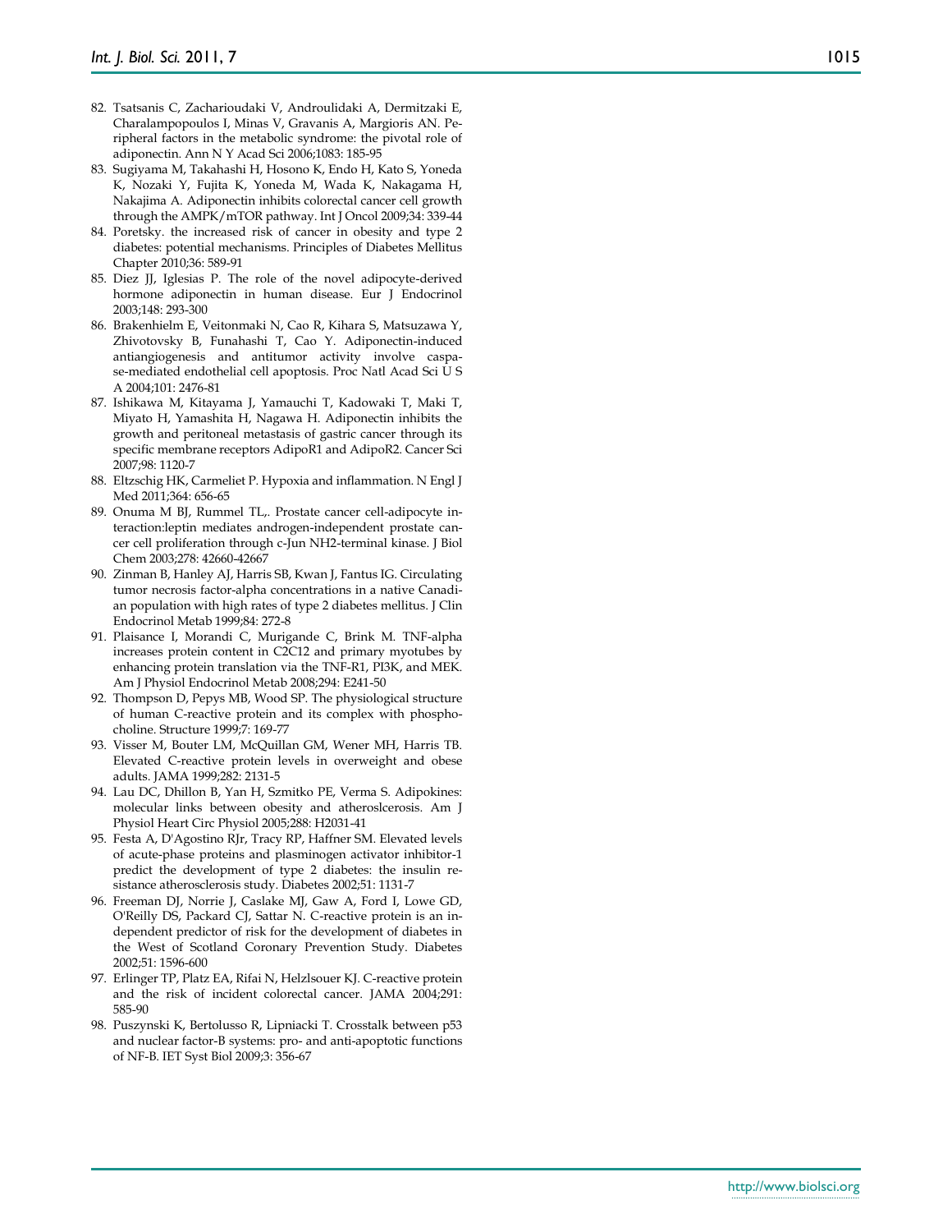82. Tsatsanis C, Zacharioudaki V, Androulidaki A, Dermitzaki E, Charalampopoulos I, Minas V, Gravanis A, Margioris AN. Peripheral factors in the metabolic syndrome: the pivotal role of adiponectin. Ann N Y Acad Sci 2006;1083: 185-95
83. Sugiyama M, Takahashi H, Hosono K, Endo H, Kato S, Yoneda K, Nozaki Y, Fujita K, Yoneda M, Wada K, Nakagama H, Nakajima A. Adiponectin inhibits colorectal cancer cell growth through the AMPK/mTOR pathway. Int J Oncol 2009;34: 339-44
84. Poretsky. the increased risk of cancer in obesity and type 2 diabetes: potential mechanisms. Principles of Diabetes Mellitus Chapter 2010;36: 589-91
85. Diez JJ, Iglesias P. The role of the novel adipocyte-derived hormone adiponectin in human disease. Eur J Endocrinol 2003;148: 293-300
86. Brakenhielm E, Veitonmaki N, Cao R, Kihara S, Matsuzawa Y, Zhivotovsky B, Funahashi T, Cao Y. Adiponectin-induced antiangiogenesis and antitumor activity involve caspase-mediated endothelial cell apoptosis. Proc Natl Acad Sci U S A 2004;101: 2476-81
87. Ishikawa M, Kitayama J, Yamauchi T, Kadowaki T, Maki T, Miyato H, Yamashita H, Nagawa H. Adiponectin inhibits the growth and peritoneal metastasis of gastric cancer through its specific membrane receptors AdipoR1 and AdipoR2. Cancer Sci 2007;98: 1120-7
88. Eltzschig HK, Carmeliet P. Hypoxia and inflammation. N Engl J Med 2011;364: 656-65
89. Onuma M BJ, Rummel TL,. Prostate cancer cell-adipocyte interaction:leptin mediates androgen-independent prostate cancer cell proliferation through c-Jun NH2-terminal kinase. J Biol Chem 2003;278: 42660-42667
90. Zinman B, Hanley AJ, Harris SB, Kwan J, Fantus IG. Circulating tumor necrosis factor-alpha concentrations in a native Canadian population with high rates of type 2 diabetes mellitus. J Clin Endocrinol Metab 1999;84: 272-8
91. Plaisance I, Morandi C, Murigande C, Brink M. TNF-alpha increases protein content in C2C12 and primary myotubes by enhancing protein translation via the TNF-R1, PI3K, and MEK. Am J Physiol Endocrinol Metab 2008;294: E241-50
92. Thompson D, Pepys MB, Wood SP. The physiological structure of human C-reactive protein and its complex with phosphocholine. Structure 1999;7: 169-77
93. Visser M, Bouter LM, McQuillan GM, Wener MH, Harris TB. Elevated C-reactive protein levels in overweight and obese adults. JAMA 1999;282: 2131-5
94. Lau DC, Dhillon B, Yan H, Szmitko PE, Verma S. Adipokines: molecular links between obesity and atheroslcerosis. Am J Physiol Heart Circ Physiol 2005;288: H2031-41
95. Festa A, D'Agostino RJr, Tracy RP, Haffner SM. Elevated levels of acute-phase proteins and plasminogen activator inhibitor-1 predict the development of type 2 diabetes: the insulin resistance atherosclerosis study. Diabetes 2002;51: 1131-7
96. Freeman DJ, Norrie J, Caslake MJ, Gaw A, Ford I, Lowe GD, O'Reilly DS, Packard CJ, Sattar N. C-reactive protein is an independent predictor of risk for the development of diabetes in the West of Scotland Coronary Prevention Study. Diabetes 2002;51: 1596-600
97. Erlinger TP, Platz EA, Rifai N, Helzlsouer KJ. C-reactive protein and the risk of incident colorectal cancer. JAMA 2004;291: 585-90
98. Puszynski K, Bertolusso R, Lipniacki T. Crosstalk between p53 and nuclear factor-B systems: pro- and anti-apoptotic functions of NF-B. IET Syst Biol 2009;3: 356-67